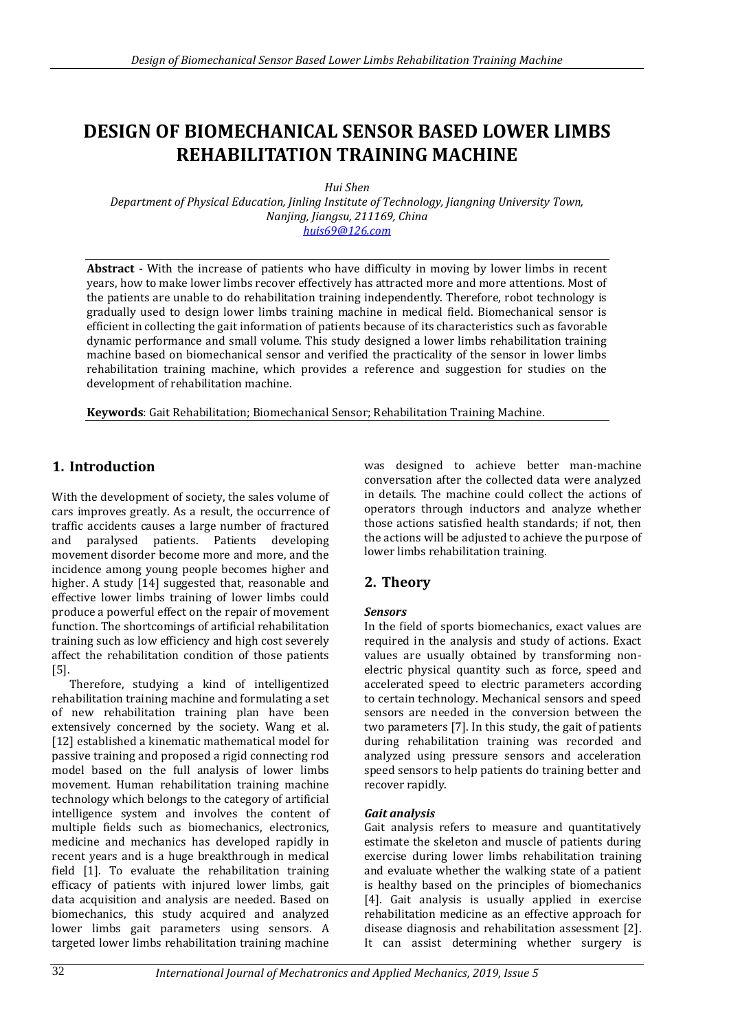# DESIGN OF BIOMECHANICAL SENSOR BASED LOWER LIMBS REHABILITATION TRAINING MACHINE

*Hui Shen*

*Department of Physical Education, Jinling Institute of Technology, Jiangning University Town, Nanjing, Jiangsu, 211169, China*

*huis69@126.com*

**Abstract** - With the increase of patients who have difficulty in moving by lower limbs in recent years, how to make lower limbs recover effectively has attracted more and more attentions. Most of the patients are unable to do rehabilitation training independently. Therefore, robot technology is gradually used to design lower limbs training machine in medical field. Biomechanical sensor is efficient in collecting the gait information of patients because of its characteristics such as favorable dynamic performance and small volume. This study designed a lower limbs rehabilitation training machine based on biomechanical sensor and verified the practicality of the sensor in lower limbs rehabilitation training machine, which provides a reference and suggestion for studies on the development of rehabilitation machine.

**Keywords**: Gait Rehabilitation; Biomechanical Sensor; Rehabilitation Training Machine.

## 1. Introduction

With the development of society, the sales volume of cars improves greatly. As a result, the occurrence of traffic accidents causes a large number of fractured and paralysed patients. Patients developing movement disorder become more and more, and the incidence among young people becomes higher and higher. A study [14] suggested that, reasonable and effective lower limbs training of lower limbs could produce a powerful effect on the repair of movement function. The shortcomings of artificial rehabilitation training such as low efficiency and high cost severely affect the rehabilitation condition of those patients [5].

Therefore, studying a kind of intelligentized rehabilitation training machine and formulating a set of new rehabilitation training plan have been extensively concerned by the society. Wang et al. [12] established a kinematic mathematical model for passive training and proposed a rigid connecting rod model based on the full analysis of lower limbs movement. Human rehabilitation training machine technology which belongs to the category of artificial intelligence system and involves the content of multiple fields such as biomechanics, electronics, medicine and mechanics has developed rapidly in recent years and is a huge breakthrough in medical field [1]. To evaluate the rehabilitation training efficacy of patients with injured lower limbs, gait data acquisition and analysis are needed. Based on biomechanics, this study acquired and analyzed lower limbs gait parameters using sensors. A targeted lower limbs rehabilitation training machine was designed to achieve better man-machine conversation after the collected data were analyzed in details. The machine could collect the actions of operators through inductors and analyze whether those actions satisfied health standards; if not, then the actions will be adjusted to achieve the purpose of lower limbs rehabilitation training.

## 2. Theory

### *Sensors*

In the field of sports biomechanics, exact values are required in the analysis and study of actions. Exact values are usually obtained by transforming non-electric physical quantity such as force, speed and accelerated speed to electric parameters according to certain technology. Mechanical sensors and speed sensors are needed in the conversion between the two parameters [7]. In this study, the gait of patients during rehabilitation training was recorded and analyzed using pressure sensors and acceleration speed sensors to help patients do training better and recover rapidly.

### *Gait analysis*

Gait analysis refers to measure and quantitatively estimate the skeleton and muscle of patients during exercise during lower limbs rehabilitation training and evaluate whether the walking state of a patient is healthy based on the principles of biomechanics [4]. Gait analysis is usually applied in exercise rehabilitation medicine as an effective approach for disease diagnosis and rehabilitation assessment [2]. It can assist determining whether surgery is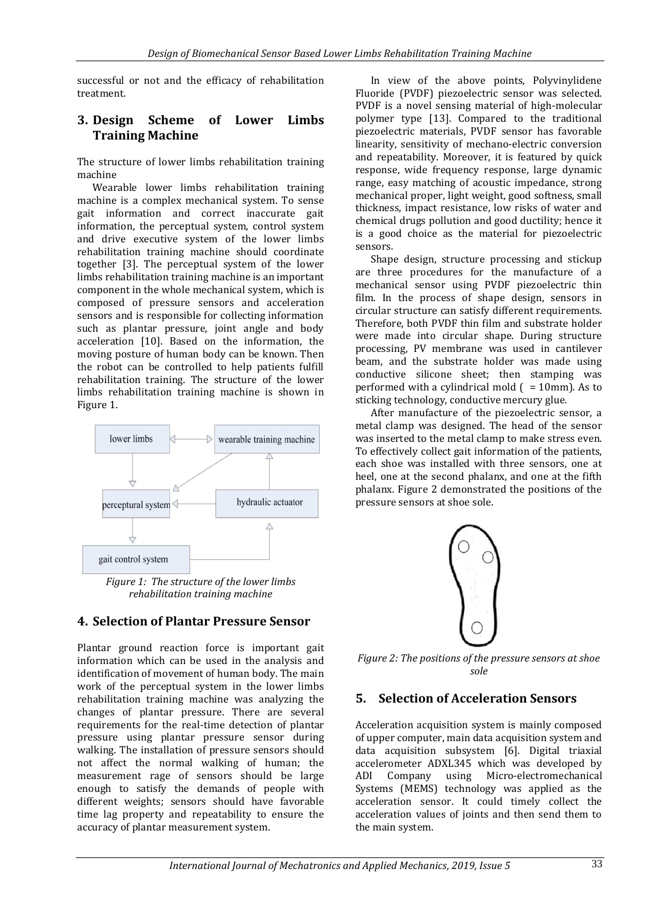successful or not and the efficacy of rehabilitation treatment.

## 3. Design Scheme of Lower Limbs Training Machine

The structure of lower limbs rehabilitation training machine

Wearable lower limbs rehabilitation training machine is a complex mechanical system. To sense gait information and correct inaccurate gait information, the perceptual system, control system and drive executive system of the lower limbs rehabilitation training machine should coordinate together [3]. The perceptual system of the lower limbs rehabilitation training machine is an important component in the whole mechanical system, which is composed of pressure sensors and acceleration sensors and is responsible for collecting information such as plantar pressure, joint angle and body acceleration [10]. Based on the information, the moving posture of human body can be known. Then the robot can be controlled to help patients fulfill rehabilitation training. The structure of the lower limbs rehabilitation training machine is shown in Figure 1.

*Figure 1: The structure of the lower limbs rehabilitation training machine*

## 4. Selection of Plantar Pressure Sensor

Plantar ground reaction force is important gait information which can be used in the analysis and identification of movement of human body. The main work of the perceptual system in the lower limbs rehabilitation training machine was analyzing the changes of plantar pressure. There are several requirements for the real-time detection of plantar pressure using plantar pressure sensor during walking. The installation of pressure sensors should not affect the normal walking of human; the measurement range of sensors should be large enough to satisfy the demands of people with different weights; sensors should have favorable time lag property and repeatability to ensure the accuracy of plantar measurement system.

In view of the above points, Polyvinylidene Fluoride (PVDF) piezoelectric sensor was selected. PVDF is a novel sensing material of high-molecular polymer type [13]. Compared to the traditional piezoelectric materials, PVDF sensor has favorable linearity, sensitivity of mechano-electric conversion and repeatability. Moreover, it is featured by quick response, wide frequency response, large dynamic range, easy matching of acoustic impedance, strong mechanical proper, light weight, good softness, small thickness, impact resistance, low risks of water and chemical drugs pollution and good ductility; hence it is a good choice as the material for piezoelectric sensors.

Shape design, structure processing and stickup are three procedures for the manufacture of a mechanical sensor using PVDF piezoelectric thin film. In the process of shape design, sensors in circular structure can satisfy different requirements. Therefore, both PVDF thin film and substrate holder were made into circular shape. During structure processing, PV membrane was used in cantilever beam, and the substrate holder was made using conductive silicone sheet; then stamping was performed with a cylindrical mold ( = 10mm). As to sticking technology, conductive mercury glue.

After manufacture of the piezoelectric sensor, a metal clamp was designed. The head of the sensor was inserted to the metal clamp to make stress even. To effectively collect gait information of the patients, each shoe was installed with three sensors, one at heel, one at the second phalanx, and one at the fifth phalanx. Figure 2 demonstrated the positions of the pressure sensors at shoe sole.

*Figure 2: The positions of the pressure sensors at shoe sole*

## 5. Selection of Acceleration Sensors

Acceleration acquisition system is mainly composed of upper computer, main data acquisition system and data acquisition subsystem [6]. Digital triaxial accelerometer ADXL345 which was developed by ADI Company using Micro-electromechanical Systems (MEMS) technology was applied as the acceleration sensor. It could timely collect the acceleration values of joints and then send them to the main system.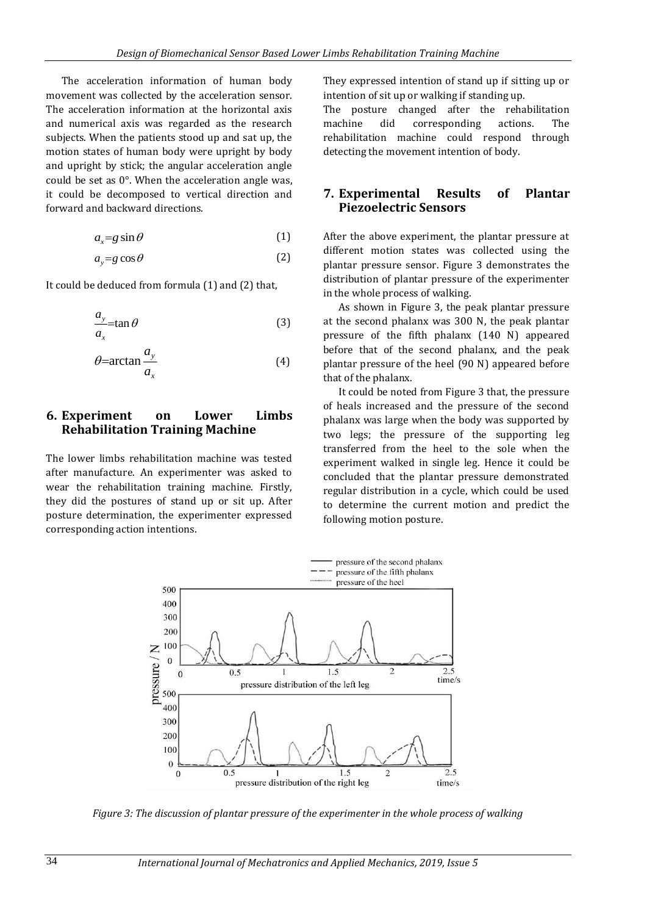The acceleration information of human body movement was collected by the acceleration sensor. The acceleration information at the horizontal axis and numerical axis was regarded as the research subjects. When the patients stood up and sat up, the motion states of human body were upright by body and upright by stick; the angular acceleration angle could be set as 0°. When the acceleration angle was, it could be decomposed to vertical direction and forward and backward directions.

$$a_x = g\sin\theta \tag{1}$$

$$a_y = g\cos\theta \tag{2}$$

It could be deduced from formula (1) and (2) that,

$$\frac{a_y}{a_x} = \tan\theta \tag{3}$$

$$\theta = \arctan\frac{a_y}{a_x} \tag{4}$$

## 6. Experiment on Lower Limbs Rehabilitation Training Machine

The lower limbs rehabilitation machine was tested after manufacture. An experimenter was asked to wear the rehabilitation training machine. Firstly, they did the postures of stand up or sit up. After posture determination, the experimenter expressed corresponding action intentions. They expressed intention of stand up if sitting up or intention of sit up or walking if standing up.

The posture changed after the rehabilitation machine did corresponding actions. The rehabilitation machine could respond through detecting the movement intention of body.

## 7. Experimental Results of Plantar Piezoelectric Sensors

After the above experiment, the plantar pressure at different motion states was collected using the plantar pressure sensor. Figure 3 demonstrates the distribution of plantar pressure of the experimenter in the whole process of walking.

As shown in Figure 3, the peak plantar pressure at the second phalanx was 300 N, the peak plantar pressure of the fifth phalanx (140 N) appeared before that of the second phalanx, and the peak plantar pressure of the heel (90 N) appeared before that of the phalanx.

It could be noted from Figure 3 that, the pressure of heals increased and the pressure of the second phalanx was large when the body was supported by two legs; the pressure of the supporting leg transferred from the heel to the sole when the experiment walked in single leg. Hence it could be concluded that the plantar pressure demonstrated regular distribution in a cycle, which could be used to determine the current motion and predict the following motion posture.

*Figure 3: The discussion of plantar pressure of the experimenter in the whole process of walking*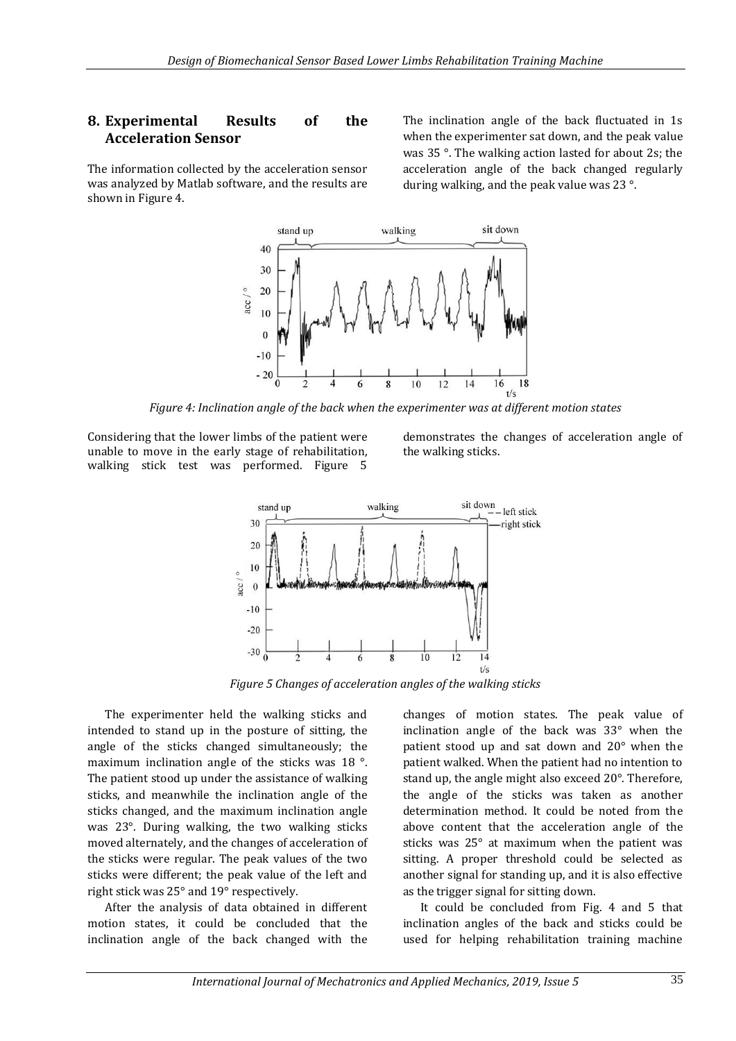## 8. Experimental Results of the Acceleration Sensor

The information collected by the acceleration sensor was analyzed by Matlab software, and the results are shown in Figure 4.

The inclination angle of the back fluctuated in 1s when the experimenter sat down, and the peak value was 35 °. The walking action lasted for about 2s; the acceleration angle of the back changed regularly during walking, and the peak value was 23 °.

*Figure 4: Inclination angle of the back when the experimenter was at different motion states*

Considering that the lower limbs of the patient were unable to move in the early stage of rehabilitation, walking stick test was performed. Figure 5 demonstrates the changes of acceleration angle of the walking sticks.

*Figure 5 Changes of acceleration angles of the walking sticks*

The experimenter held the walking sticks and intended to stand up in the posture of sitting, the angle of the sticks changed simultaneously; the maximum inclination angle of the sticks was 18 °. The patient stood up under the assistance of walking sticks, and meanwhile the inclination angle of the sticks changed, and the maximum inclination angle was 23°. During walking, the two walking sticks moved alternately, and the changes of acceleration of the sticks were regular. The peak values of the two sticks were different; the peak value of the left and right stick was 25° and 19° respectively.

After the analysis of data obtained in different motion states, it could be concluded that the inclination angle of the back changed with the changes of motion states. The peak value of inclination angle of the back was 33° when the patient stood up and sat down and 20° when the patient walked. When the patient had no intention to stand up, the angle might also exceed 20°. Therefore, the angle of the sticks was taken as another determination method. It could be noted from the above content that the acceleration angle of the sticks was 25° at maximum when the patient was sitting. A proper threshold could be selected as another signal for standing up, and it is also effective as the trigger signal for sitting down.

It could be concluded from Fig. 4 and 5 that inclination angles of the back and sticks could be used for helping rehabilitation training machine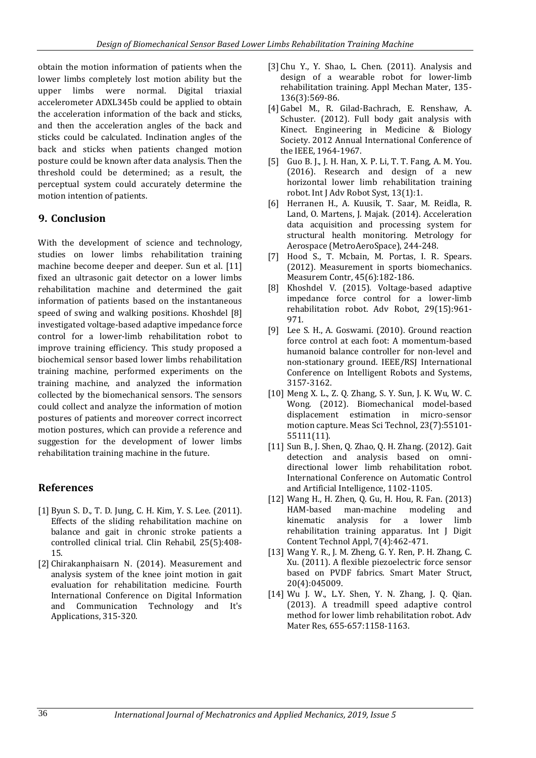obtain the motion information of patients when the lower limbs completely lost motion ability but the upper limbs were normal. Digital triaxial accelerometer ADXL345b could be applied to obtain the acceleration information of the back and sticks, and then the acceleration angles of the back and sticks could be calculated. Inclination angles of the back and sticks when patients changed motion posture could be known after data analysis. Then the threshold could be determined; as a result, the perceptual system could accurately determine the motion intention of patients.

## 9. Conclusion

With the development of science and technology, studies on lower limbs rehabilitation training machine become deeper and deeper. Sun et al. [11] fixed an ultrasonic gait detector on a lower limbs rehabilitation machine and determined the gait information of patients based on the instantaneous speed of swing and walking positions. Khoshdel [8] investigated voltage-based adaptive impedance force control for a lower-limb rehabilitation robot to improve training efficiency. This study proposed a biochemical sensor based lower limbs rehabilitation training machine, performed experiments on the training machine, and analyzed the information collected by the biomechanical sensors. The sensors could collect and analyze the information of motion postures of patients and moreover correct incorrect motion postures, which can provide a reference and suggestion for the development of lower limbs rehabilitation training machine in the future.

## References

[1] Byun S. D., T. D. Jung, C. H. Kim, Y. S. Lee. (2011). Effects of the sliding rehabilitation machine on balance and gait in chronic stroke patients a controlled clinical trial. Clin Rehabil, 25(5):408-15.

[2] Chirakanphaisarn N. (2014). Measurement and analysis system of the knee joint motion in gait evaluation for rehabilitation medicine. Fourth International Conference on Digital Information and Communication Technology and It's Applications, 315-320.

[3] Chu Y., Y. Shao, L. Chen. (2011). Analysis and design of a wearable robot for lower-limb rehabilitation training. Appl Mechan Mater, 135-136(3):569-86.

[4] Gabel M., R. Gilad-Bachrach, E. Renshaw, A. Schuster. (2012). Full body gait analysis with Kinect. Engineering in Medicine & Biology Society. 2012 Annual International Conference of the IEEE, 1964-1967.

[5] Guo B. J., J. H. Han, X. P. Li, T. T. Fang, A. M. You. (2016). Research and design of a new horizontal lower limb rehabilitation training robot. Int J Adv Robot Syst, 13(1):1.

[6] Herranen H., A. Kuusik, T. Saar, M. Reidla, R. Land, O. Martens, J. Majak. (2014). Acceleration data acquisition and processing system for structural health monitoring. Metrology for Aerospace (MetroAeroSpace), 244-248.

[7] Hood S., T. Mcbain, M. Portas, I. R. Spears. (2012). Measurement in sports biomechanics. Measurem Contr, 45(6):182-186.

[8] Khoshdel V. (2015). Voltage-based adaptive impedance force control for a lower-limb rehabilitation robot. Adv Robot, 29(15):961-971.

[9] Lee S. H., A. Goswami. (2010). Ground reaction force control at each foot: A momentum-based humanoid balance controller for non-level and non-stationary ground. IEEE/RSJ International Conference on Intelligent Robots and Systems, 3157-3162.

[10] Meng X. L., Z. Q. Zhang, S. Y. Sun, J. K. Wu, W. C. Wong. (2012). Biomechanical model-based displacement estimation in micro-sensor motion capture. Meas Sci Technol, 23(7):55101-55111(11).

[11] Sun B., J. Shen, Q. Zhao, Q. H. Zhang. (2012). Gait detection and analysis based on omni-directional lower limb rehabilitation robot. International Conference on Automatic Control and Artificial Intelligence, 1102-1105.

[12] Wang H., H. Zhen, Q. Gu, H. Hou, R. Fan. (2013) HAM-based man-machine modeling and kinematic analysis for a lower limb rehabilitation training apparatus. Int J Digit Content Technol Appl, 7(4):462-471.

[13] Wang Y. R., J. M. Zheng, G. Y. Ren, P. H. Zhang, C. Xu. (2011). A flexible piezoelectric force sensor based on PVDF fabrics. Smart Mater Struct, 20(4):045009.

[14] Wu J. W., L.Y. Shen, Y. N. Zhang, J. Q. Qian. (2013). A treadmill speed adaptive control method for lower limb rehabilitation robot. Adv Mater Res, 655-657:1158-1163.